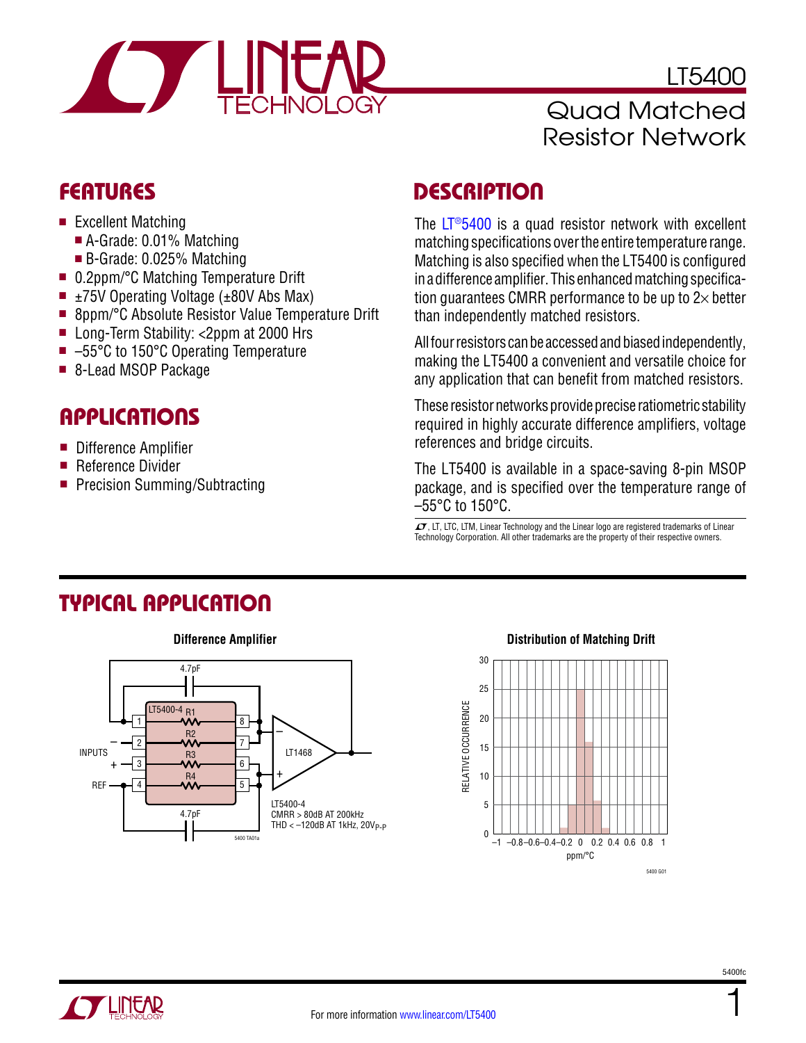# LT5400

## Quad Matched Resistor Network

## FEATURES

- Excellent Matching
  - A-Grade: 0.01% Matching
  - B-Grade: 0.025% Matching
- 0.2ppm/°C Matching Temperature Drift
- ±75V Operating Voltage (±80V Abs Max)
- 8ppm/°C Absolute Resistor Value Temperature Drift
- Long-Term Stability: <2ppm at 2000 Hrs
- –55°C to 150°C Operating Temperature
- 8-Lead MSOP Package

## APPLICATIONS

- Difference Amplifier
- Reference Divider
- Precision Summing/Subtracting

## DESCRIPTION

The LT®5400 is a quad resistor network with excellent matching specifications over the entire temperature range. Matching is also specified when the LT5400 is configured in a difference amplifier. This enhanced matching specification guarantees CMRR performance to be up to 2× better than independently matched resistors.

All four resistors can be accessed and biased independently, making the LT5400 a convenient and versatile choice for any application that can benefit from matched resistors.

These resistor networks provide precise ratiometric stability required in highly accurate difference amplifiers, voltage references and bridge circuits.

The LT5400 is available in a space-saving 8-pin MSOP package, and is specified over the temperature range of –55°C to 150°C.

LT, LTC, LTM, Linear Technology and the Linear logo are registered trademarks of Linear Technology Corporation. All other trademarks are the property of their respective owners.

## TYPICAL APPLICATION

**Difference Amplifier**

LT5400-4
CMRR > 80dB AT 200kHz
THD < –120dB AT 1kHz, $20V_{P-P}$

**Distribution of Matching Drift**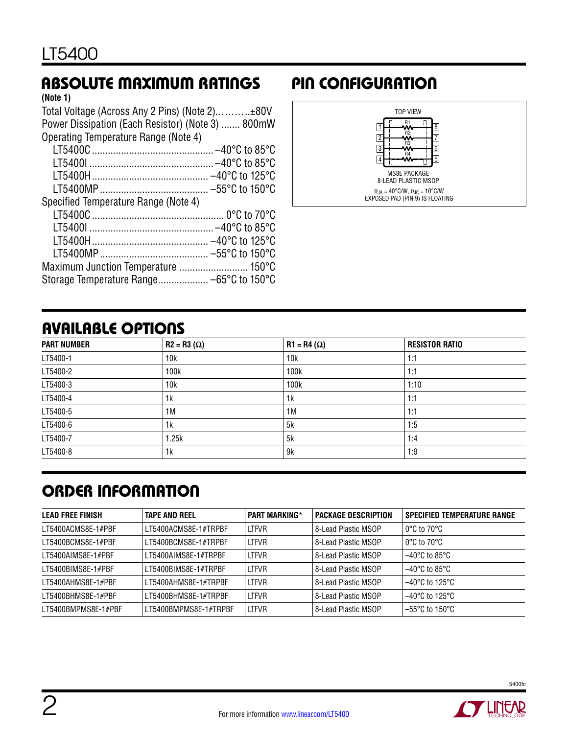## ABSOLUTE MAXIMUM RATINGS

**(Note 1)**

Total Voltage (Across Any 2 Pins) (Note 2)..........±80V
Power Dissipation (Each Resistor) (Note 3) ....... 800mW
Operating Temperature Range (Note 4)
- LT5400C ................................................ –40°C to 85°C
- LT5400I ................................................. –40°C to 85°C
- LT5400H ............................................. –40°C to 125°C
- LT5400MP .......................................... –55°C to 150°C

Specified Temperature Range (Note 4)
- LT5400C ..................................................... 0°C to 70°C
- LT5400I ................................................. –40°C to 85°C
- LT5400H ............................................. –40°C to 125°C
- LT5400MP .......................................... –55°C to 150°C

Maximum Junction Temperature .......................... 150°C
Storage Temperature Range................... –65°C to 150°C

## PIN CONFIGURATION

TOP VIEW

MS8E PACKAGE
8-LEAD PLASTIC MSOP

$\theta_{JA}$ = 40°C/W, $\theta_{JC}$ = 10°C/W
EXPOSED PAD (PIN 9) IS FLOATING

## AVAILABLE OPTIONS

| PART NUMBER | R2 = R3 (Ω) | R1 = R4 (Ω) | RESISTOR RATIO |
|---|---|---|---|
| LT5400-1 | 10k | 10k | 1:1 |
| LT5400-2 | 100k | 100k | 1:1 |
| LT5400-3 | 10k | 100k | 1:10 |
| LT5400-4 | 1k | 1k | 1:1 |
| LT5400-5 | 1M | 1M | 1:1 |
| LT5400-6 | 1k | 5k | 1:5 |
| LT5400-7 | 1.25k | 5k | 1:4 |
| LT5400-8 | 1k | 9k | 1:9 |

## ORDER INFORMATION

| LEAD FREE FINISH | TAPE AND REEL | PART MARKING* | PACKAGE DESCRIPTION | SPECIFIED TEMPERATURE RANGE |
|---|---|---|---|---|
| LT5400ACMS8E-1#PBF | LT5400ACMS8E-1#TRPBF | LTFVR | 8-Lead Plastic MSOP | 0°C to 70°C |
| LT5400BCMS8E-1#PBF | LT5400BCMS8E-1#TRPBF | LTFVR | 8-Lead Plastic MSOP | 0°C to 70°C |
| LT5400AIMS8E-1#PBF | LT5400AIMS8E-1#TRPBF | LTFVR | 8-Lead Plastic MSOP | –40°C to 85°C |
| LT5400BIMS8E-1#PBF | LT5400BIMS8E-1#TRPBF | LTFVR | 8-Lead Plastic MSOP | –40°C to 85°C |
| LT5400AHMS8E-1#PBF | LT5400AHMS8E-1#TRPBF | LTFVR | 8-Lead Plastic MSOP | –40°C to 125°C |
| LT5400BHMS8E-1#PBF | LT5400BHMS8E-1#TRPBF | LTFVR | 8-Lead Plastic MSOP | –40°C to 125°C |
| LT5400BMPMS8E-1#PBF | LT5400BMPMS8E-1#TRPBF | LTFVR | 8-Lead Plastic MSOP | –55°C to 150°C |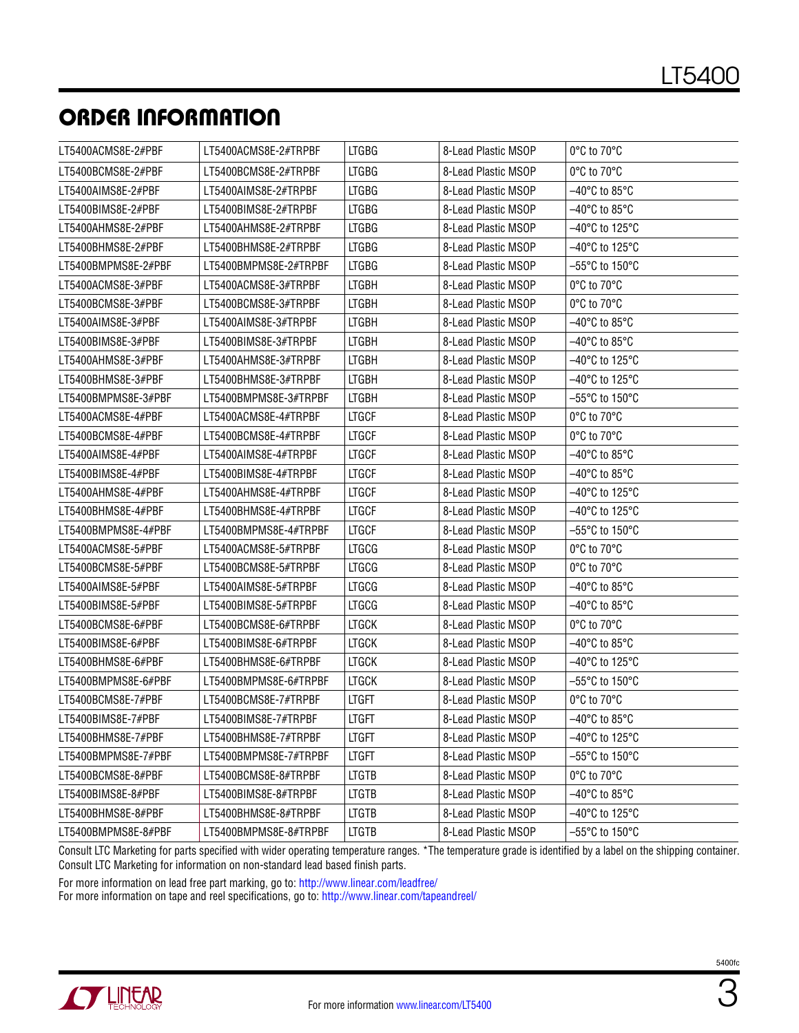## ORDER INFORMATION

| | | | | |
|---|---|---|---|---|
| LT5400ACMS8E-2#PBF | LT5400ACMS8E-2#TRPBF | LTGBG | 8-Lead Plastic MSOP | 0°C to 70°C |
| LT5400BCMS8E-2#PBF | LT5400BCMS8E-2#TRPBF | LTGBG | 8-Lead Plastic MSOP | 0°C to 70°C |
| LT5400AIMS8E-2#PBF | LT5400AIMS8E-2#TRPBF | LTGBG | 8-Lead Plastic MSOP | –40°C to 85°C |
| LT5400BIMS8E-2#PBF | LT5400BIMS8E-2#TRPBF | LTGBG | 8-Lead Plastic MSOP | –40°C to 85°C |
| LT5400AHMS8E-2#PBF | LT5400AHMS8E-2#TRPBF | LTGBG | 8-Lead Plastic MSOP | –40°C to 125°C |
| LT5400BHMS8E-2#PBF | LT5400BHMS8E-2#TRPBF | LTGBG | 8-Lead Plastic MSOP | –40°C to 125°C |
| LT5400BMPMS8E-2#PBF | LT5400BMPMS8E-2#TRPBF | LTGBG | 8-Lead Plastic MSOP | –55°C to 150°C |
| LT5400ACMS8E-3#PBF | LT5400ACMS8E-3#TRPBF | LTGBH | 8-Lead Plastic MSOP | 0°C to 70°C |
| LT5400BCMS8E-3#PBF | LT5400BCMS8E-3#TRPBF | LTGBH | 8-Lead Plastic MSOP | 0°C to 70°C |
| LT5400AIMS8E-3#PBF | LT5400AIMS8E-3#TRPBF | LTGBH | 8-Lead Plastic MSOP | –40°C to 85°C |
| LT5400BIMS8E-3#PBF | LT5400BIMS8E-3#TRPBF | LTGBH | 8-Lead Plastic MSOP | –40°C to 85°C |
| LT5400AHMS8E-3#PBF | LT5400AHMS8E-3#TRPBF | LTGBH | 8-Lead Plastic MSOP | –40°C to 125°C |
| LT5400BHMS8E-3#PBF | LT5400BHMS8E-3#TRPBF | LTGBH | 8-Lead Plastic MSOP | –40°C to 125°C |
| LT5400BMPMS8E-3#PBF | LT5400BMPMS8E-3#TRPBF | LTGBH | 8-Lead Plastic MSOP | –55°C to 150°C |
| LT5400ACMS8E-4#PBF | LT5400ACMS8E-4#TRPBF | LTGCF | 8-Lead Plastic MSOP | 0°C to 70°C |
| LT5400BCMS8E-4#PBF | LT5400BCMS8E-4#TRPBF | LTGCF | 8-Lead Plastic MSOP | 0°C to 70°C |
| LT5400AIMS8E-4#PBF | LT5400AIMS8E-4#TRPBF | LTGCF | 8-Lead Plastic MSOP | –40°C to 85°C |
| LT5400BIMS8E-4#PBF | LT5400BIMS8E-4#TRPBF | LTGCF | 8-Lead Plastic MSOP | –40°C to 85°C |
| LT5400AHMS8E-4#PBF | LT5400AHMS8E-4#TRPBF | LTGCF | 8-Lead Plastic MSOP | –40°C to 125°C |
| LT5400BHMS8E-4#PBF | LT5400BHMS8E-4#TRPBF | LTGCF | 8-Lead Plastic MSOP | –40°C to 125°C |
| LT5400BMPMS8E-4#PBF | LT5400BMPMS8E-4#TRPBF | LTGCF | 8-Lead Plastic MSOP | –55°C to 150°C |
| LT5400ACMS8E-5#PBF | LT5400ACMS8E-5#TRPBF | LTGCG | 8-Lead Plastic MSOP | 0°C to 70°C |
| LT5400BCMS8E-5#PBF | LT5400BCMS8E-5#TRPBF | LTGCG | 8-Lead Plastic MSOP | 0°C to 70°C |
| LT5400AIMS8E-5#PBF | LT5400AIMS8E-5#TRPBF | LTGCG | 8-Lead Plastic MSOP | –40°C to 85°C |
| LT5400BIMS8E-5#PBF | LT5400BIMS8E-5#TRPBF | LTGCG | 8-Lead Plastic MSOP | –40°C to 85°C |
| LT5400BCMS8E-6#PBF | LT5400BCMS8E-6#TRPBF | LTGCK | 8-Lead Plastic MSOP | 0°C to 70°C |
| LT5400BIMS8E-6#PBF | LT5400BIMS8E-6#TRPBF | LTGCK | 8-Lead Plastic MSOP | –40°C to 85°C |
| LT5400BHMS8E-6#PBF | LT5400BHMS8E-6#TRPBF | LTGCK | 8-Lead Plastic MSOP | –40°C to 125°C |
| LT5400BMPMS8E-6#PBF | LT5400BMPMS8E-6#TRPBF | LTGCK | 8-Lead Plastic MSOP | –55°C to 150°C |
| LT5400BCMS8E-7#PBF | LT5400BCMS8E-7#TRPBF | LTGFT | 8-Lead Plastic MSOP | 0°C to 70°C |
| LT5400BIMS8E-7#PBF | LT5400BIMS8E-7#TRPBF | LTGFT | 8-Lead Plastic MSOP | –40°C to 85°C |
| LT5400BHMS8E-7#PBF | LT5400BHMS8E-7#TRPBF | LTGFT | 8-Lead Plastic MSOP | –40°C to 125°C |
| LT5400BMPMS8E-7#PBF | LT5400BMPMS8E-7#TRPBF | LTGFT | 8-Lead Plastic MSOP | –55°C to 150°C |
| LT5400BCMS8E-8#PBF | LT5400BCMS8E-8#TRPBF | LTGTB | 8-Lead Plastic MSOP | 0°C to 70°C |
| LT5400BIMS8E-8#PBF | LT5400BIMS8E-8#TRPBF | LTGTB | 8-Lead Plastic MSOP | –40°C to 85°C |
| LT5400BHMS8E-8#PBF | LT5400BHMS8E-8#TRPBF | LTGTB | 8-Lead Plastic MSOP | –40°C to 125°C |
| LT5400BMPMS8E-8#PBF | LT5400BMPMS8E-8#TRPBF | LTGTB | 8-Lead Plastic MSOP | –55°C to 150°C |

Consult LTC Marketing for parts specified with wider operating temperature ranges. *The temperature grade is identified by a label on the shipping container. Consult LTC Marketing for information on non-standard lead based finish parts.

For more information on lead free part marking, go to: http://www.linear.com/leadfree/
For more information on tape and reel specifications, go to: http://www.linear.com/tapeandreel/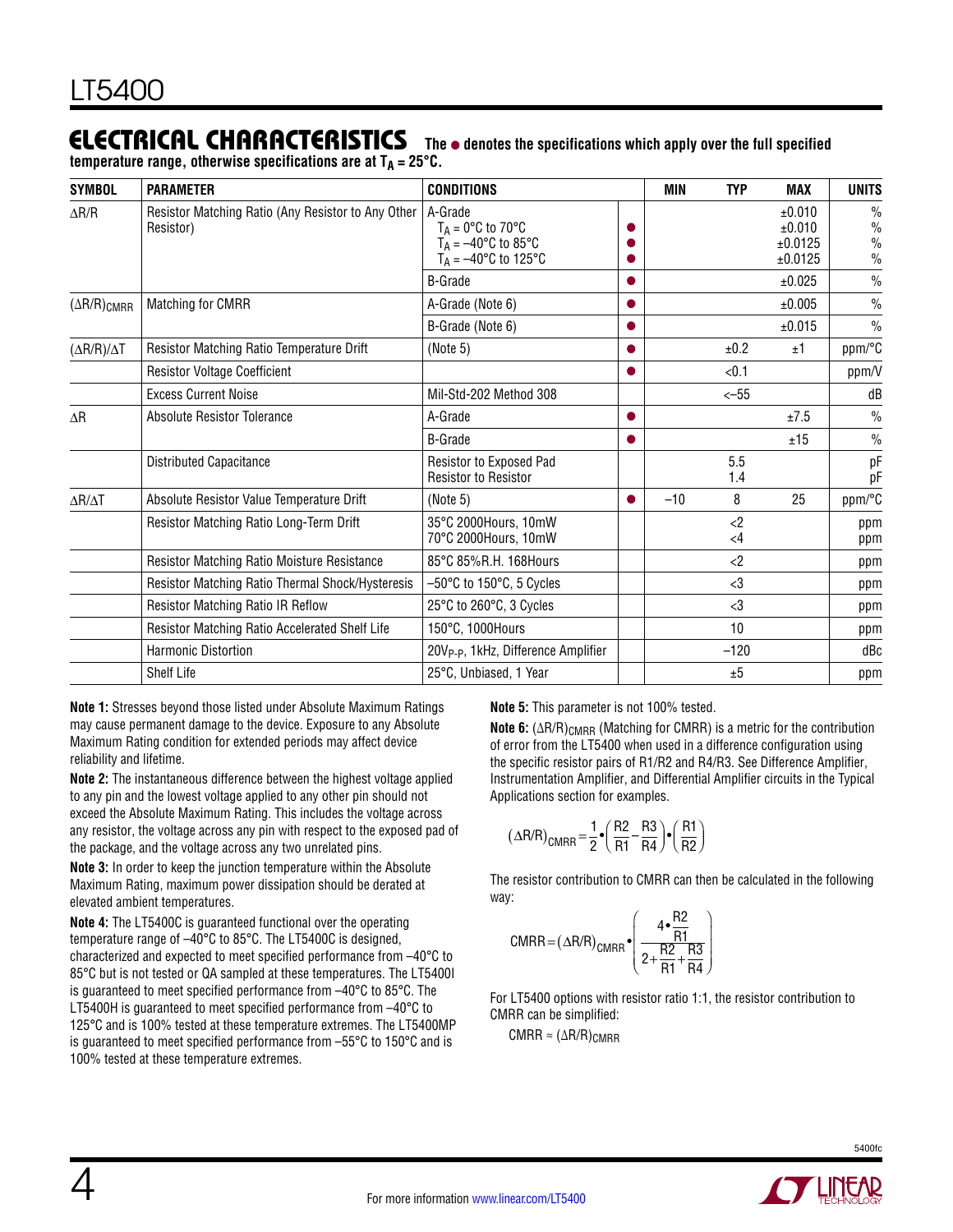## ELECTRICAL CHARACTERISTICS

**The ● denotes the specifications which apply over the full specified temperature range, otherwise specifications are at $T_A = 25°C$.**

| SYMBOL | PARAMETER | CONDITIONS | | MIN | TYP | MAX | UNITS |
|---|---|---|---|---|---|---|---|
| $\Delta R/R$ | Resistor Matching Ratio (Any Resistor to Any Other Resistor) | A-Grade<br>$T_A = 0°C$ to $70°C$<br>$T_A = –40°C$ to $85°C$<br>$T_A = –40°C$ to $125°C$ | <br>●<br>●<br>● | | | ±0.010<br>±0.010<br>±0.0125<br>±0.0125 | %<br>%<br>%<br>% |
| | | B-Grade | ● | | | ±0.025 | % |
| $(\Delta R/R)_{CMRR}$ | Matching for CMRR | A-Grade (Note 6) | ● | | | ±0.005 | % |
| | | B-Grade (Note 6) | ● | | | ±0.015 | % |
| $(\Delta R/R)/\Delta T$ | Resistor Matching Ratio Temperature Drift | (Note 5) | ● | | ±0.2 | ±1 | ppm/°C |
| | Resistor Voltage Coefficient | | ● | | <0.1 | | ppm/V |
| | Excess Current Noise | Mil-Std-202 Method 308 | | | <–55 | | dB |
| $\Delta R$ | Absolute Resistor Tolerance | A-Grade | ● | | | ±7.5 | % |
| | | B-Grade | ● | | | ±15 | % |
| | Distributed Capacitance | Resistor to Exposed Pad<br>Resistor to Resistor | | | 5.5<br>1.4 | | pF<br>pF |
| $\Delta R/\Delta T$ | Absolute Resistor Value Temperature Drift | (Note 5) | ● | –10 | 8 | 25 | ppm/°C |
| | Resistor Matching Ratio Long-Term Drift | 35°C 2000Hours, 10mW<br>70°C 2000Hours, 10mW | | | <2<br><4 | | ppm<br>ppm |
| | Resistor Matching Ratio Moisture Resistance | 85°C 85%R.H. 168Hours | | | <2 | | ppm |
| | Resistor Matching Ratio Thermal Shock/Hysteresis | –50°C to 150°C, 5 Cycles | | | <3 | | ppm |
| | Resistor Matching Ratio IR Reflow | 25°C to 260°C, 3 Cycles | | | <3 | | ppm |
| | Resistor Matching Ratio Accelerated Shelf Life | 150°C, 1000Hours | | | 10 | | ppm |
| | Harmonic Distortion | $20V_{P-P}$, 1kHz, Difference Amplifier | | | –120 | | dBc |
| | Shelf Life | 25°C, Unbiased, 1 Year | | | ±5 | | ppm |

**Note 1:** Stresses beyond those listed under Absolute Maximum Ratings may cause permanent damage to the device. Exposure to any Absolute Maximum Rating condition for extended periods may affect device reliability and lifetime.

**Note 2:** The instantaneous difference between the highest voltage applied to any pin and the lowest voltage applied to any other pin should not exceed the Absolute Maximum Rating. This includes the voltage across any resistor, the voltage across any pin with respect to the exposed pad of the package, and the voltage across any two unrelated pins.

**Note 3:** In order to keep the junction temperature within the Absolute Maximum Rating, maximum power dissipation should be derated at elevated ambient temperatures.

**Note 4:** The LT5400C is guaranteed functional over the operating temperature range of –40°C to 85°C. The LT5400C is designed, characterized and expected to meet specified performance from –40°C to 85°C but is not tested or QA sampled at these temperatures. The LT5400I is guaranteed to meet specified performance from –40°C to 85°C. The LT5400H is guaranteed to meet specified performance from –40°C to 125°C and is 100% tested at these temperature extremes. The LT5400MP is guaranteed to meet specified performance from –55°C to 150°C and is 100% tested at these temperature extremes.

**Note 5:** This parameter is not 100% tested.

**Note 6:** $(\Delta R/R)_{CMRR}$ (Matching for CMRR) is a metric for the contribution of error from the LT5400 when used in a difference configuration using the specific resistor pairs of R1/R2 and R4/R3. See Difference Amplifier, Instrumentation Amplifier, and Differential Amplifier circuits in the Typical Applications section for examples.

$$(\Delta R/R)_{CMRR} = \frac{1}{2} \bullet \left( \frac{R2}{R1} - \frac{R3}{R4} \right) \bullet \left( \frac{R1}{R2} \right)$$

The resistor contribution to CMRR can then be calculated in the following way:

$$CMRR = (\Delta R/R)_{CMRR} \bullet \left( \frac{4 \bullet \frac{R2}{R1}}{2 + \frac{R2}{R1} + \frac{R3}{R4}} \right)$$

For LT5400 options with resistor ratio 1:1, the resistor contribution to CMRR can be simplified:

$CMRR \approx (\Delta R/R)_{CMRR}$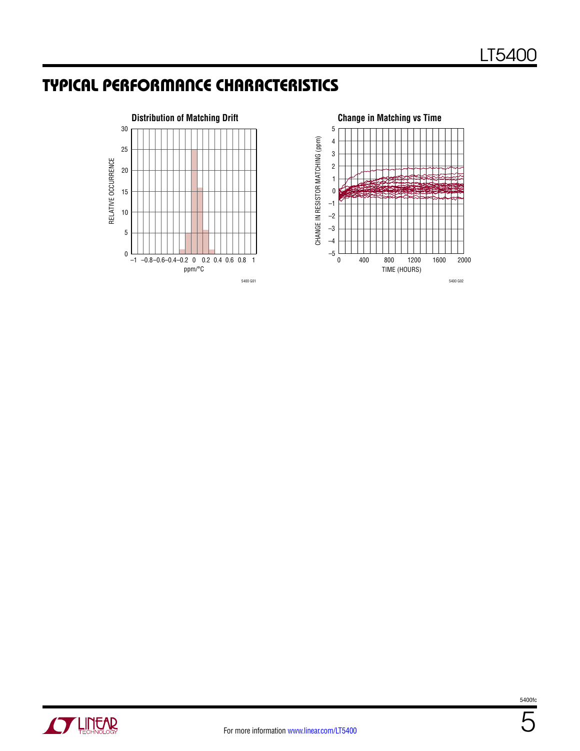## TYPICAL PERFORMANCE CHARACTERISTICS

**Distribution of Matching Drift**

RELATIVE OCCURRENCE

ppm/°C

5400 G01

**Change in Matching vs Time**

CHANGE IN RESISTOR MATCHING (ppm)

TIME (HOURS)

5400 G02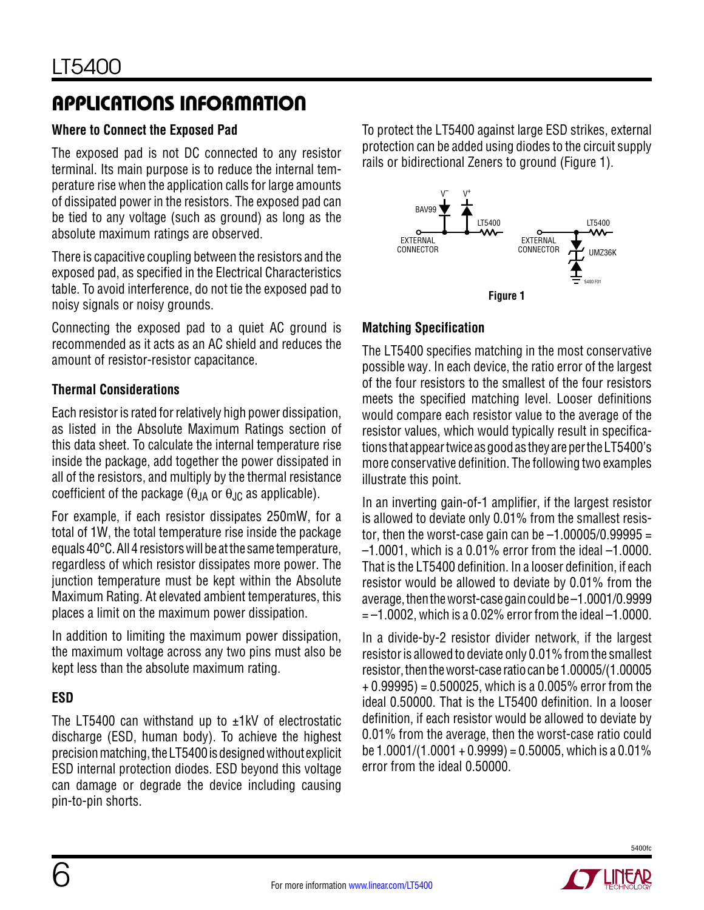## APPLICATIONS INFORMATION

### Where to Connect the Exposed Pad

The exposed pad is not DC connected to any resistor terminal. Its main purpose is to reduce the internal temperature rise when the application calls for large amounts of dissipated power in the resistors. The exposed pad can be tied to any voltage (such as ground) as long as the absolute maximum ratings are observed.

There is capacitive coupling between the resistors and the exposed pad, as specified in the Electrical Characteristics table. To avoid interference, do not tie the exposed pad to noisy signals or noisy grounds.

Connecting the exposed pad to a quiet AC ground is recommended as it acts as an AC shield and reduces the amount of resistor-resistor capacitance.

### Thermal Considerations

Each resistor is rated for relatively high power dissipation, as listed in the Absolute Maximum Ratings section of this data sheet. To calculate the internal temperature rise inside the package, add together the power dissipated in all of the resistors, and multiply by the thermal resistance coefficient of the package ($\theta_{JA}$ or $\theta_{JC}$ as applicable).

For example, if each resistor dissipates 250mW, for a total of 1W, the total temperature rise inside the package equals 40°C. All 4 resistors will be at the same temperature, regardless of which resistor dissipates more power. The junction temperature must be kept within the Absolute Maximum Rating. At elevated ambient temperatures, this places a limit on the maximum power dissipation.

In addition to limiting the maximum power dissipation, the maximum voltage across any two pins must also be kept less than the absolute maximum rating.

### ESD

The LT5400 can withstand up to ±1kV of electrostatic discharge (ESD, human body). To achieve the highest precision matching, the LT5400 is designed without explicit ESD internal protection diodes. ESD beyond this voltage can damage or degrade the device including causing pin-to-pin shorts.

To protect the LT5400 against large ESD strikes, external protection can be added using diodes to the circuit supply rails or bidirectional Zeners to ground (Figure 1).

Figure 1

### Matching Specification

The LT5400 specifies matching in the most conservative possible way. In each device, the ratio error of the largest of the four resistors to the smallest of the four resistors meets the specified matching level. Looser definitions would compare each resistor value to the average of the resistor values, which would typically result in specifications that appear twice as good as they are per the LT5400's more conservative definition. The following two examples illustrate this point.

In an inverting gain-of-1 amplifier, if the largest resistor is allowed to deviate only 0.01% from the smallest resistor, then the worst-case gain can be –1.00005/0.99995 = –1.0001, which is a 0.01% error from the ideal –1.0000. That is the LT5400 definition. In a looser definition, if each resistor would be allowed to deviate by 0.01% from the average, then the worst-case gain could be –1.0001/0.9999 = –1.0002, which is a 0.02% error from the ideal –1.0000.

In a divide-by-2 resistor divider network, if the largest resistor is allowed to deviate only 0.01% from the smallest resistor, then the worst-case ratio can be 1.00005/(1.00005 + 0.99995) = 0.500025, which is a 0.005% error from the ideal 0.50000. That is the LT5400 definition. In a looser definition, if each resistor would be allowed to deviate by 0.01% from the average, then the worst-case ratio could be 1.0001/(1.0001 + 0.9999) = 0.50005, which is a 0.01% error from the ideal 0.50000.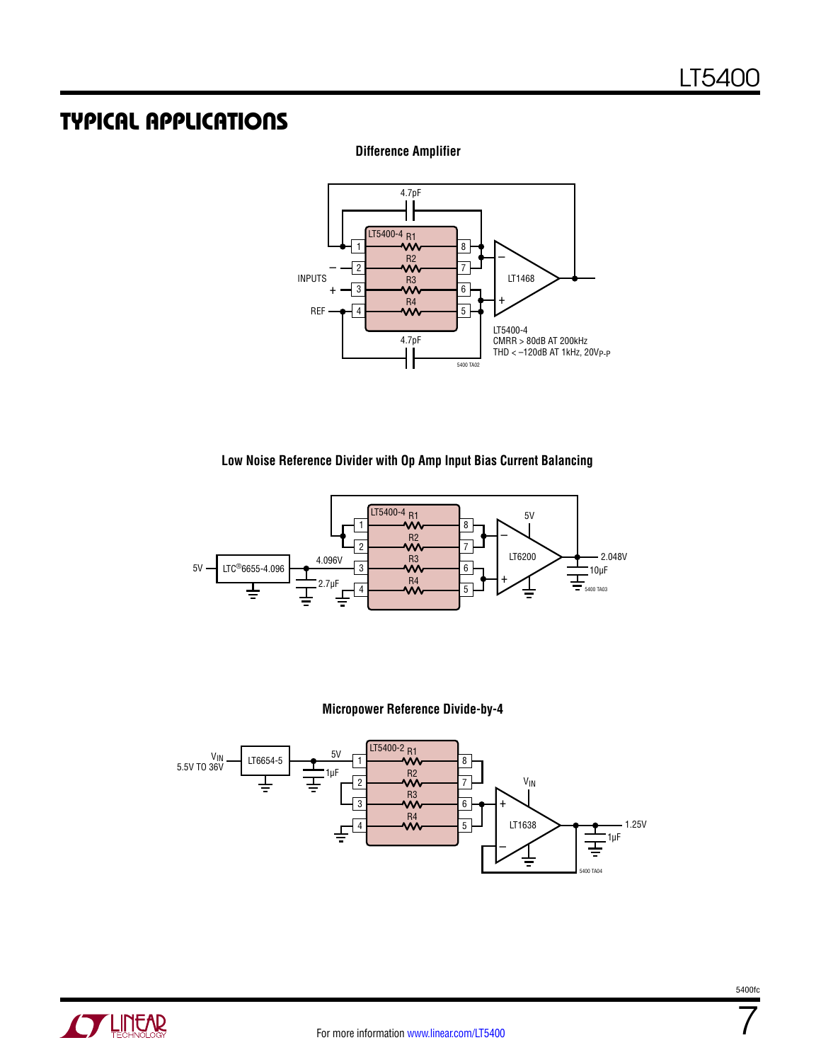## TYPICAL APPLICATIONS

**Difference Amplifier**

LT5400-4
CMRR > 80dB AT 200kHz
THD < –120dB AT 1kHz, $20V_{P-P}$

**Low Noise Reference Divider with Op Amp Input Bias Current Balancing**

**Micropower Reference Divide-by-4**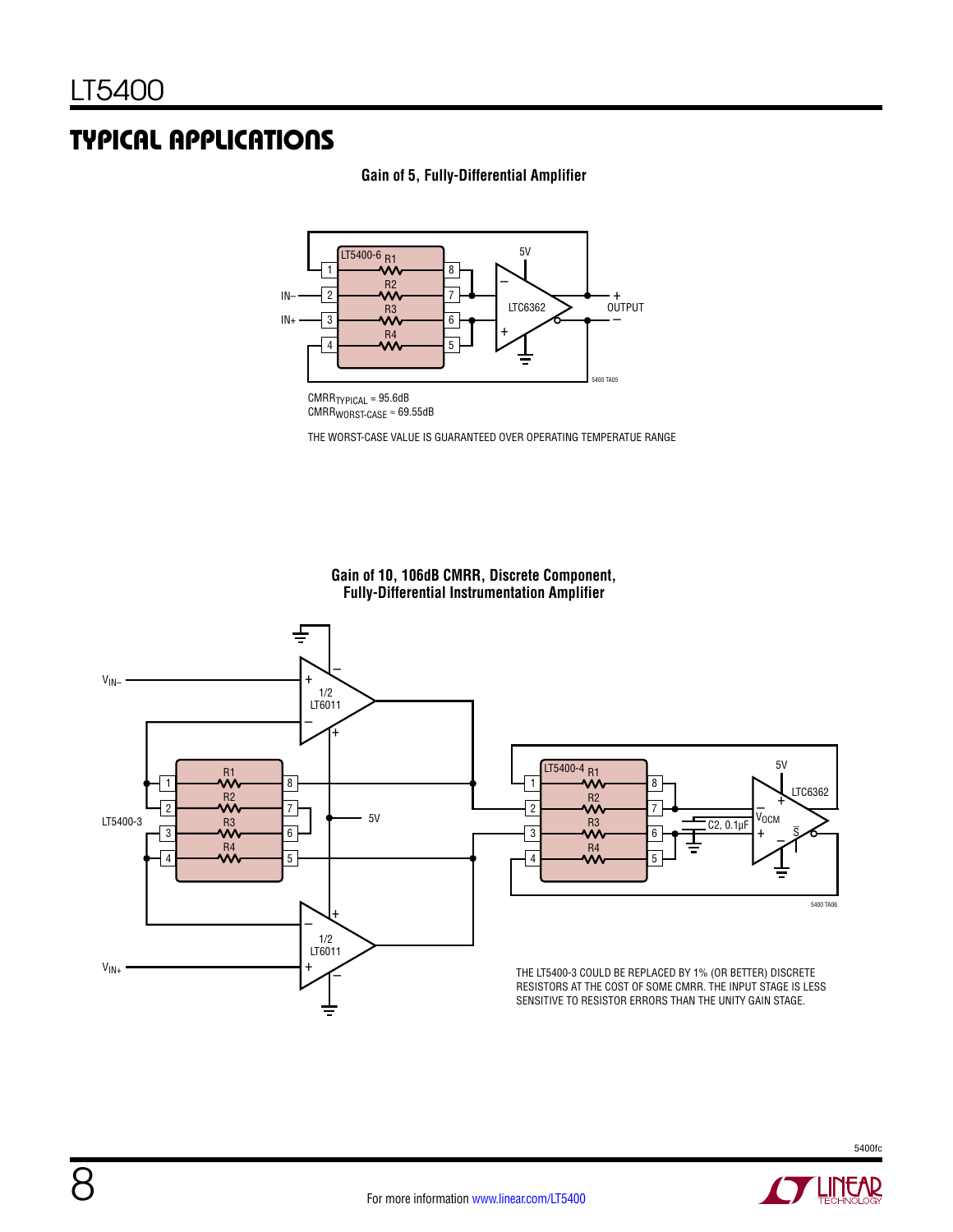## TYPICAL APPLICATIONS

**Gain of 5, Fully-Differential Amplifier**

$CMRR_{TYPICAL}$ = 95.6dB
$CMRR_{WORST\text{-}CASE}$ ≈ 69.55dB

THE WORST-CASE VALUE IS GUARANTEED OVER OPERATING TEMPERATUE RANGE

**Gain of 10, 106dB CMRR, Discrete Component, Fully-Differential Instrumentation Amplifier**

THE LT5400-3 COULD BE REPLACED BY 1% (OR BETTER) DISCRETE RESISTORS AT THE COST OF SOME CMRR. THE INPUT STAGE IS LESS SENSITIVE TO RESISTOR ERRORS THAN THE UNITY GAIN STAGE.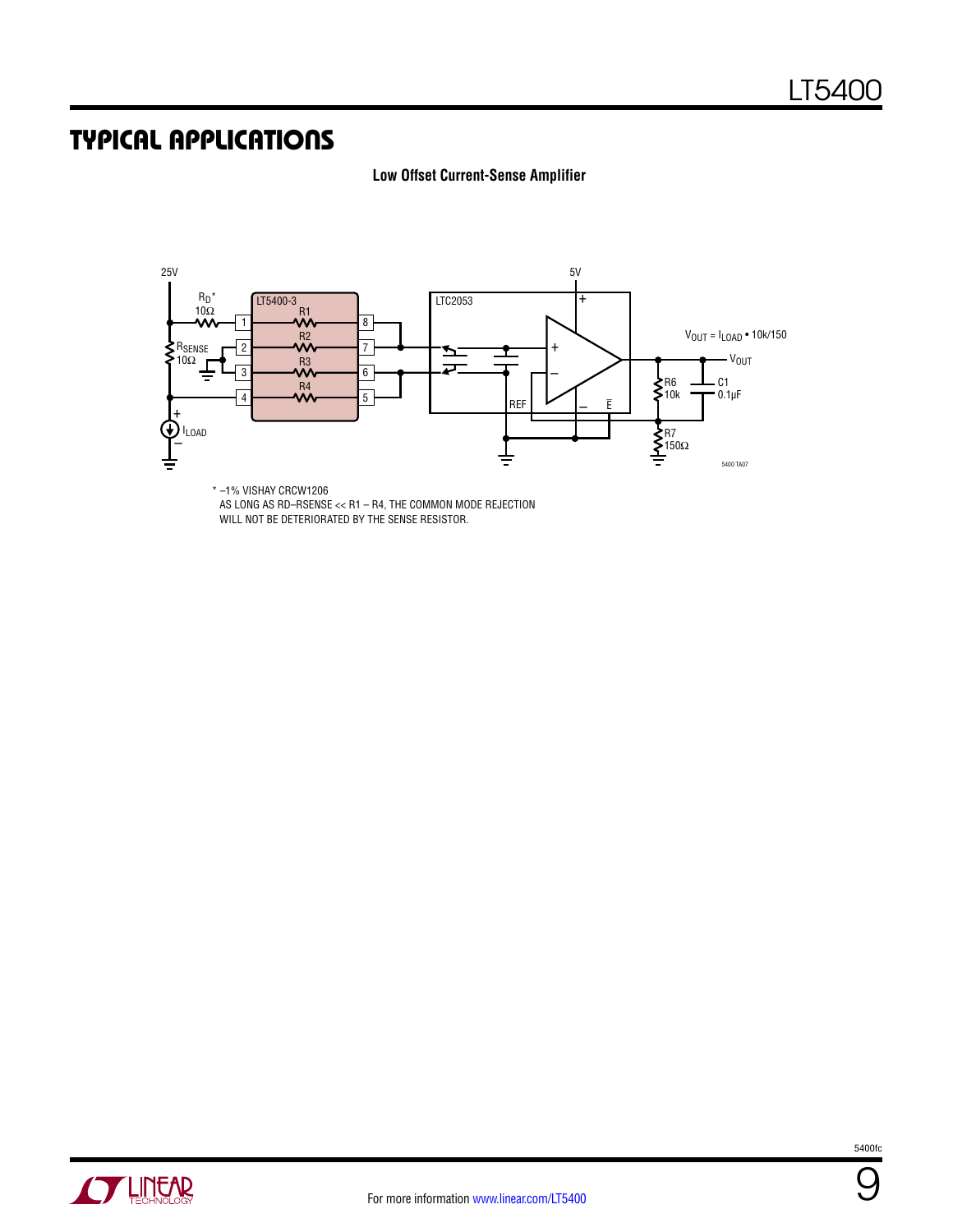## TYPICAL APPLICATIONS

**Low Offset Current-Sense Amplifier**

25V

$R_D$*
10Ω

$R_{SENSE}$
10Ω

$I_{LOAD}$

LT5400-3

R1

R2

R3

R4

LTC2053

REF

5V

$V_{OUT} = I_{LOAD} \bullet 10k/150$

$V_{OUT}$

R6
10k

C1
0.1µF

R7
150Ω

5400 TA07

\* –1% VISHAY CRCW1206
AS LONG AS RD–RSENSE << R1 – R4, THE COMMON MODE REJECTION
WILL NOT BE DETERIORATED BY THE SENSE RESISTOR.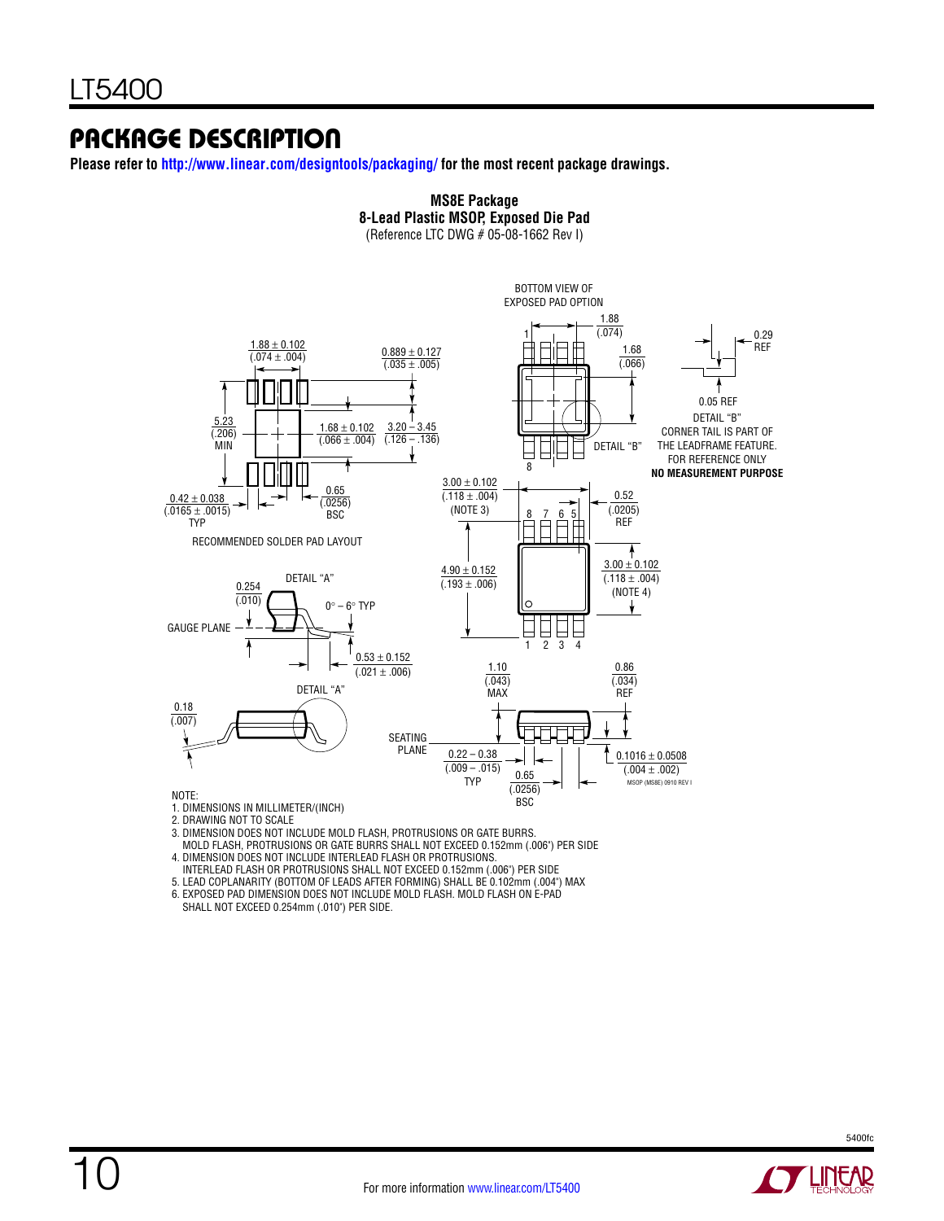## PACKAGE DESCRIPTION

**Please refer to http://www.linear.com/designtools/packaging/ for the most recent package drawings.**

**MS8E Package**
**8-Lead Plastic MSOP, Exposed Die Pad**
(Reference LTC DWG # 05-08-1662 Rev I)

BOTTOM VIEW OF EXPOSED PAD OPTION

1.88 ± 0.102 (.074 ± .004)

0.889 ± 0.127 (.035 ± .005)

5.23 (.206) MIN

1.68 ± 0.102 (.066 ± .004)

3.20 – 3.45 (.126 – .136)

0.42 ± 0.038 (.0165 ± .0015) TYP

0.65 (.0256) BSC

RECOMMENDED SOLDER PAD LAYOUT

1.88 (.074)

1.68 (.066)

DETAIL "B"

0.29 REF

0.05 REF

DETAIL "B"
CORNER TAIL IS PART OF THE LEADFRAME FEATURE. FOR REFERENCE ONLY
**NO MEASUREMENT PURPOSE**

3.00 ± 0.102 (.118 ± .004) (NOTE 3)

0.52 (.0205) REF

4.90 ± 0.152 (.193 ± .006)

3.00 ± 0.102 (.118 ± .004) (NOTE 4)

0.254 (.010)

DETAIL "A"

0° – 6° TYP

GAUGE PLANE

0.53 ± 0.152 (.021 ± .006)

DETAIL "A"

0.18 (.007)

1.10 (.043) MAX

0.86 (.034) REF

SEATING PLANE

0.22 – 0.38 (.009 – .015) TYP

0.65 (.0256) BSC

0.1016 ± 0.0508 (.004 ± .002)

MSOP (MS8E) 0910 REV I

NOTE:
1. DIMENSIONS IN MILLIMETER/(INCH)
2. DRAWING NOT TO SCALE
3. DIMENSION DOES NOT INCLUDE MOLD FLASH, PROTRUSIONS OR GATE BURRS. MOLD FLASH, PROTRUSIONS OR GATE BURRS SHALL NOT EXCEED 0.152mm (.006") PER SIDE
4. DIMENSION DOES NOT INCLUDE INTERLEAD FLASH OR PROTRUSIONS. INTERLEAD FLASH OR PROTRUSIONS SHALL NOT EXCEED 0.152mm (.006") PER SIDE
5. LEAD COPLANARITY (BOTTOM OF LEADS AFTER FORMING) SHALL BE 0.102mm (.004") MAX
6. EXPOSED PAD DIMENSION DOES NOT INCLUDE MOLD FLASH. MOLD FLASH ON E-PAD SHALL NOT EXCEED 0.254mm (.010") PER SIDE.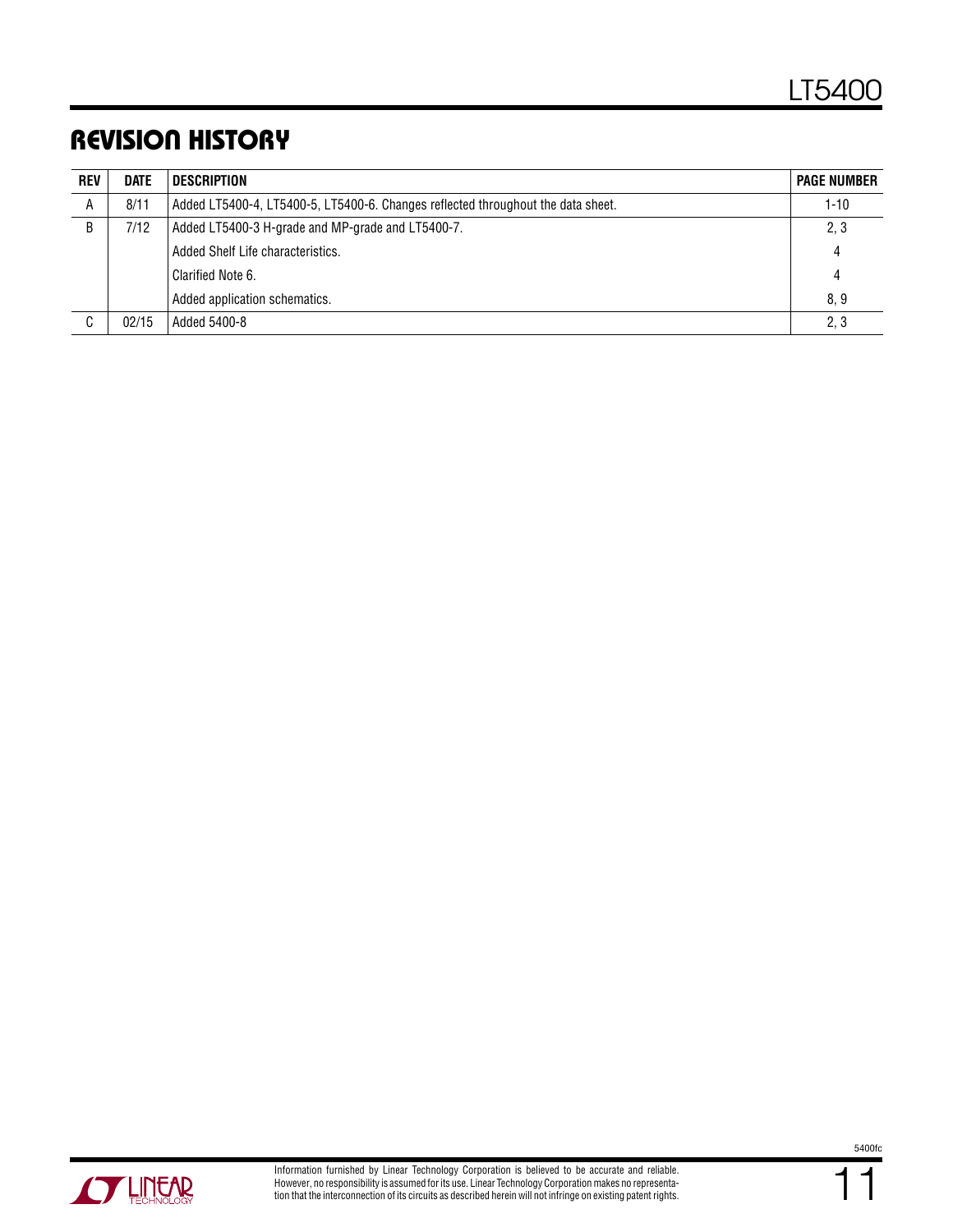## REVISION HISTORY

| REV | DATE | DESCRIPTION | PAGE NUMBER |
|---|---|---|---|
| A | 8/11 | Added LT5400-4, LT5400-5, LT5400-6. Changes reflected throughout the data sheet. | 1-10 |
| B | 7/12 | Added LT5400-3 H-grade and MP-grade and LT5400-7. | 2, 3 |
| | | Added Shelf Life characteristics. | 4 |
| | | Clarified Note 6. | 4 |
| | | Added application schematics. | 8, 9 |
| C | 02/15 | Added 5400-8 | 2, 3 |

Information furnished by Linear Technology Corporation is believed to be accurate and reliable. However, no responsibility is assumed for its use. Linear Technology Corporation makes no representation that the interconnection of its circuits as described herein will not infringe on existing patent rights.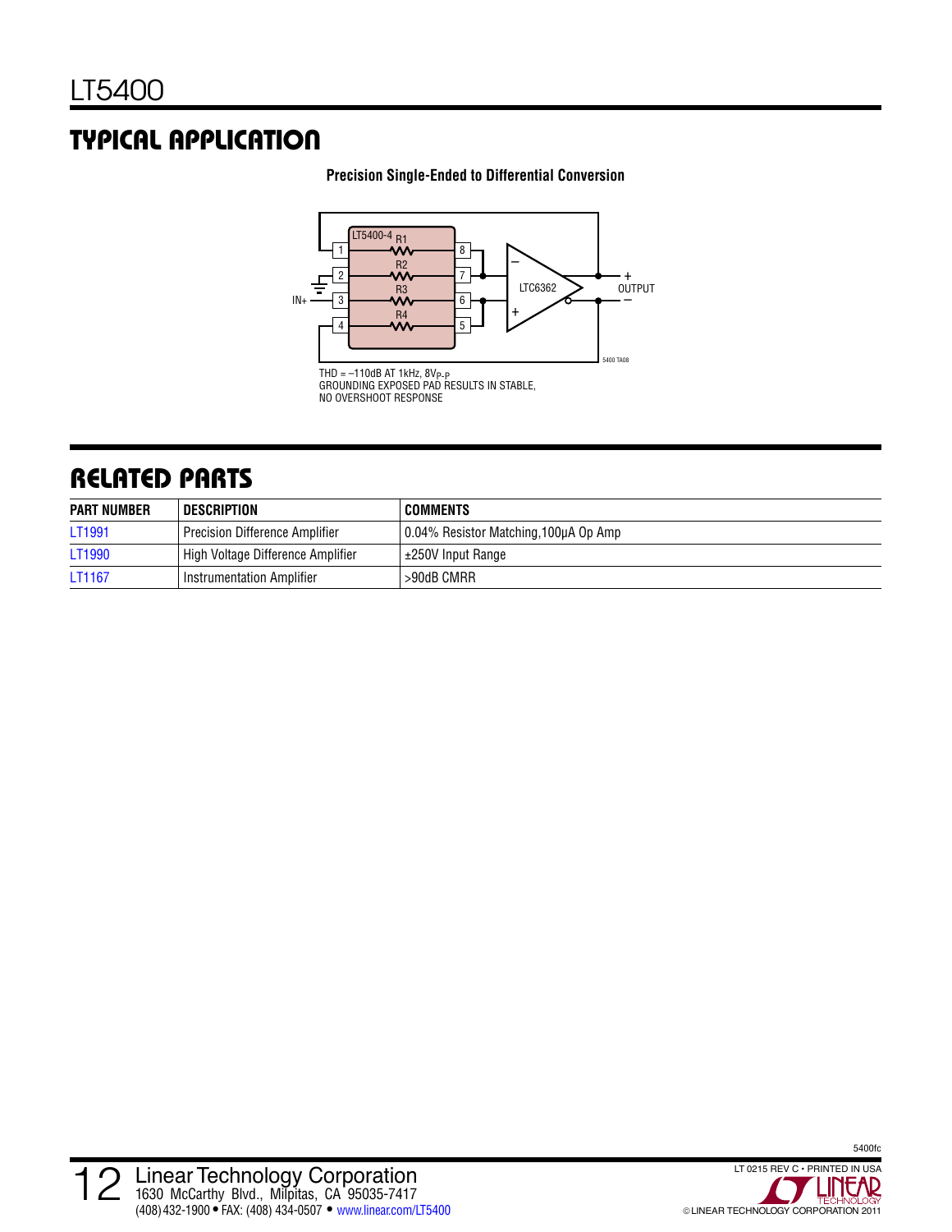## TYPICAL APPLICATION

**Precision Single-Ended to Differential Conversion**

LT5400-4
R1
R2
R3
R4
1
2
3
4
8
7
6
5
IN+
LTC6362
+ OUTPUT –
5400 TA08

THD = –110dB AT 1kHz, $8V_{P-P}$
GROUNDING EXPOSED PAD RESULTS IN STABLE, NO OVERSHOOT RESPONSE

## RELATED PARTS

| PART NUMBER | DESCRIPTION | COMMENTS |
|---|---|---|
| LT1991 | Precision Difference Amplifier | 0.04% Resistor Matching,100μA Op Amp |
| LT1990 | High Voltage Difference Amplifier | ±250V Input Range |
| LT1167 | Instrumentation Amplifier | >90dB CMRR |

Linear Technology Corporation
1630 McCarthy Blvd., Milpitas, CA 95035-7417
(408) 432-1900 ● FAX: (408) 434-0507 ● www.linear.com/LT5400

LT 0215 REV C • PRINTED IN USA
© LINEAR TECHNOLOGY CORPORATION 2011